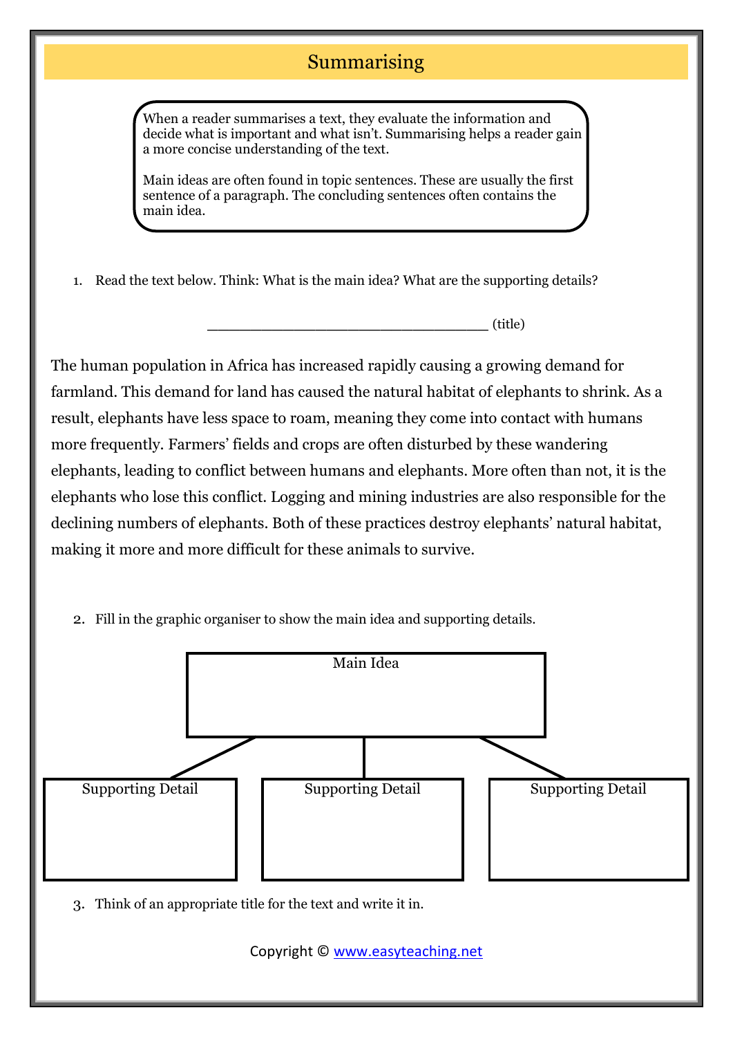# Summarising

When a reader summarises a text, they evaluate the information and decide what is important and what isn't. Summarising helps a reader gain a more concise understanding of the text.

Main ideas are often found in topic sentences. These are usually the first sentence of a paragraph. The concluding sentences often contains the main idea.

1. Read the text below. Think: What is the main idea? What are the supporting details?

_________________________________ (title)

The human population in Africa has increased rapidly causing a growing demand for farmland. This demand for land has caused the natural habitat of elephants to shrink. As a result, elephants have less space to roam, meaning they come into contact with humans more frequently. Farmers' fields and crops are often disturbed by these wandering elephants, leading to conflict between humans and elephants. More often than not, it is the elephants who lose this conflict. Logging and mining industries are also responsible for the declining numbers of elephants. Both of these practices destroy elephants' natural habitat, making it more and more difficult for these animals to survive.

2. Fill in the graphic organiser to show the main idea and supporting details.

| Main Idea | | |
|---|---|---|
| | | |

| Supporting Detail | Supporting Detail | Supporting Detail |
|---|---|---|
| | | |

3. Think of an appropriate title for the text and write it in.

Copyright © www.easyteaching.net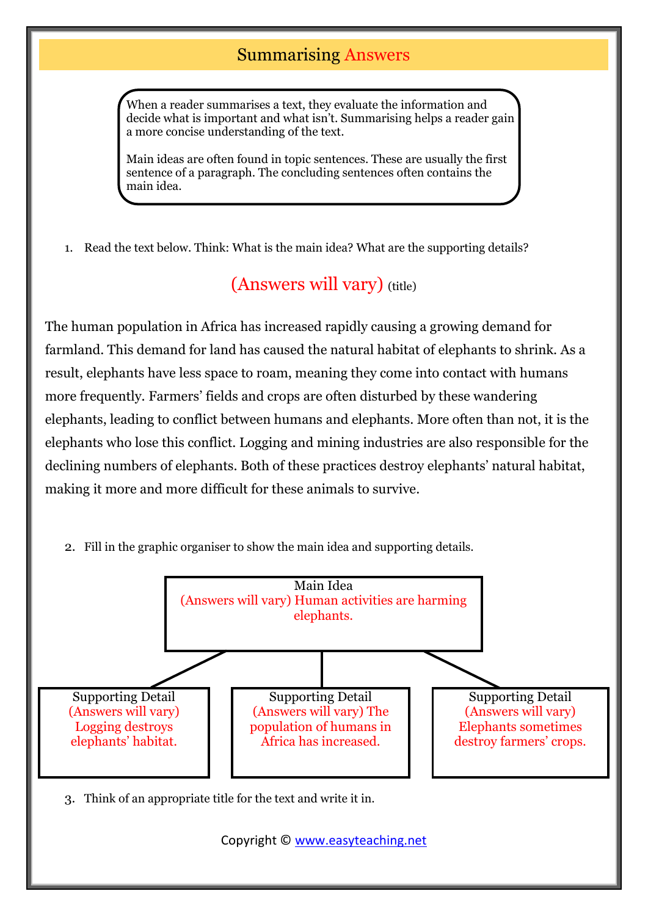# Summarising Answers

When a reader summarises a text, they evaluate the information and decide what is important and what isn't. Summarising helps a reader gain a more concise understanding of the text.

Main ideas are often found in topic sentences. These are usually the first sentence of a paragraph. The concluding sentences often contains the main idea.

1. Read the text below. Think: What is the main idea? What are the supporting details?

## (Answers will vary) (title)

The human population in Africa has increased rapidly causing a growing demand for farmland. This demand for land has caused the natural habitat of elephants to shrink. As a result, elephants have less space to roam, meaning they come into contact with humans more frequently. Farmers' fields and crops are often disturbed by these wandering elephants, leading to conflict between humans and elephants. More often than not, it is the elephants who lose this conflict. Logging and mining industries are also responsible for the declining numbers of elephants. Both of these practices destroy elephants' natural habitat, making it more and more difficult for these animals to survive.

2. Fill in the graphic organiser to show the main idea and supporting details.

**Main Idea**
(Answers will vary) Human activities are harming elephants.

**Supporting Detail**
(Answers will vary) Logging destroys elephants' habitat.

**Supporting Detail**
(Answers will vary) The population of humans in Africa has increased.

**Supporting Detail**
(Answers will vary) Elephants sometimes destroy farmers' crops.

3. Think of an appropriate title for the text and write it in.

Copyright © www.easyteaching.net